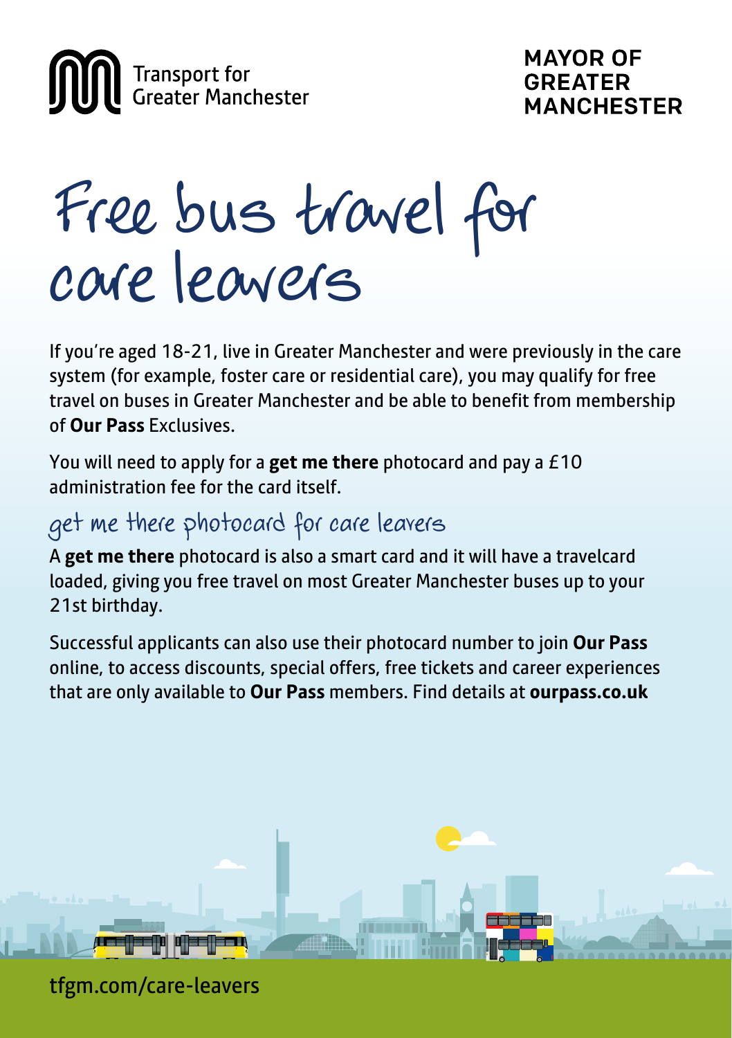Transport for Greater Manchester

MAYOR OF GREATER MANCHESTER

# Free bus travel for care leavers

If you're aged 18-21, live in Greater Manchester and were previously in the care system (for example, foster care or residential care), you may qualify for free travel on buses in Greater Manchester and be able to benefit from membership of **Our Pass** Exclusives.

You will need to apply for a **get me there** photocard and pay a £10 administration fee for the card itself.

## get me there photocard for care leavers

A **get me there** photocard is also a smart card and it will have a travelcard loaded, giving you free travel on most Greater Manchester buses up to your 21st birthday.

Successful applicants can also use their photocard number to join **Our Pass** online, to access discounts, special offers, free tickets and career experiences that are only available to **Our Pass** members. Find details at **ourpass.co.uk**

tfgm.com/care-leavers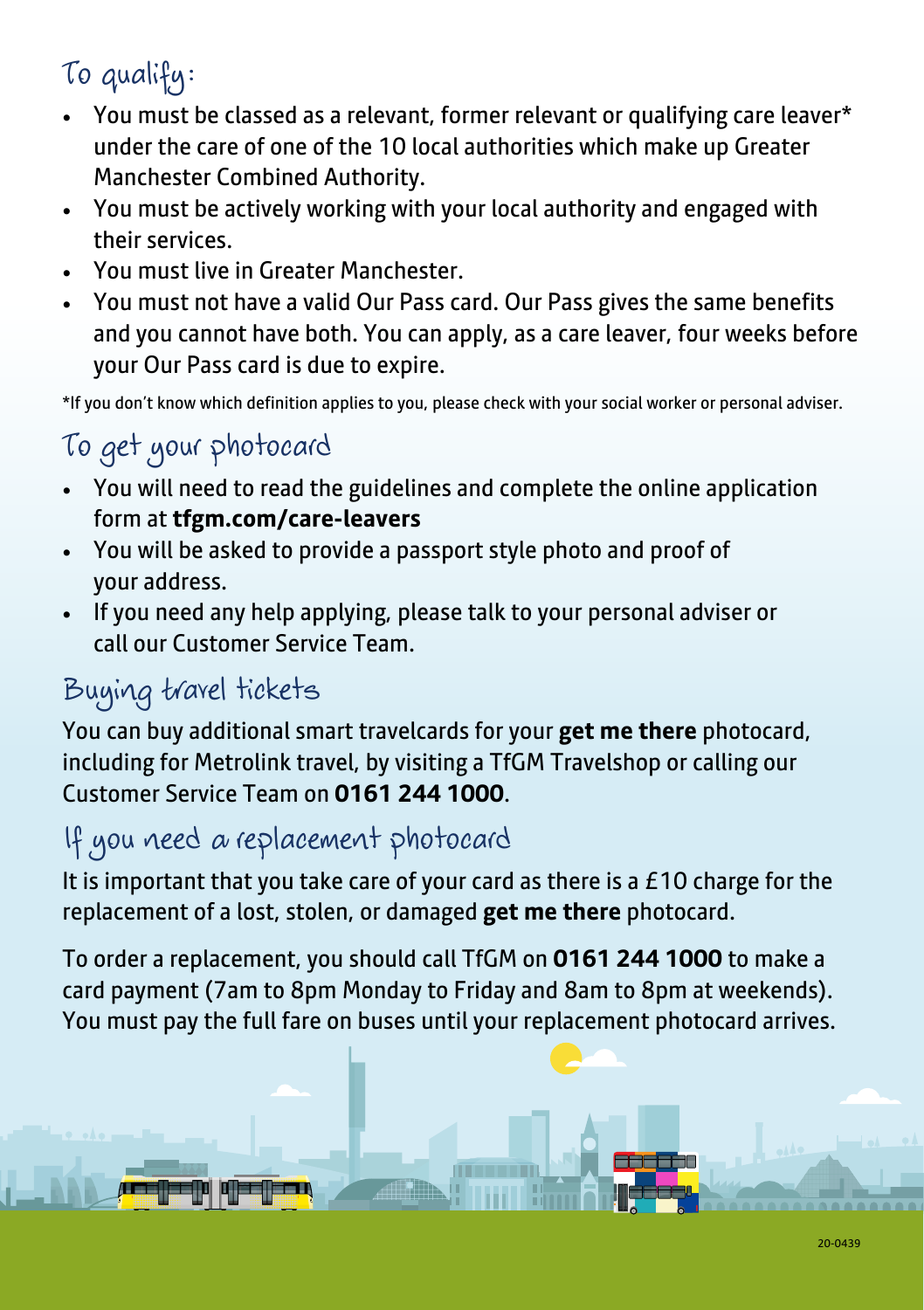## To qualify:

- You must be classed as a relevant, former relevant or qualifying care leaver* under the care of one of the 10 local authorities which make up Greater Manchester Combined Authority.
- You must be actively working with your local authority and engaged with their services.
- You must live in Greater Manchester.
- You must not have a valid Our Pass card. Our Pass gives the same benefits and you cannot have both. You can apply, as a care leaver, four weeks before your Our Pass card is due to expire.

*If you don't know which definition applies to you, please check with your social worker or personal adviser.

## To get your photocard

- You will need to read the guidelines and complete the online application form at **tfgm.com/care-leavers**
- You will be asked to provide a passport style photo and proof of your address.
- If you need any help applying, please talk to your personal adviser or call our Customer Service Team.

## Buying travel tickets

You can buy additional smart travelcards for your **get me there** photocard, including for Metrolink travel, by visiting a TfGM Travelshop or calling our Customer Service Team on **0161 244 1000**.

## If you need a replacement photocard

It is important that you take care of your card as there is a £10 charge for the replacement of a lost, stolen, or damaged **get me there** photocard.

To order a replacement, you should call TfGM on **0161 244 1000** to make a card payment (7am to 8pm Monday to Friday and 8am to 8pm at weekends). You must pay the full fare on buses until your replacement photocard arrives.

20-0439